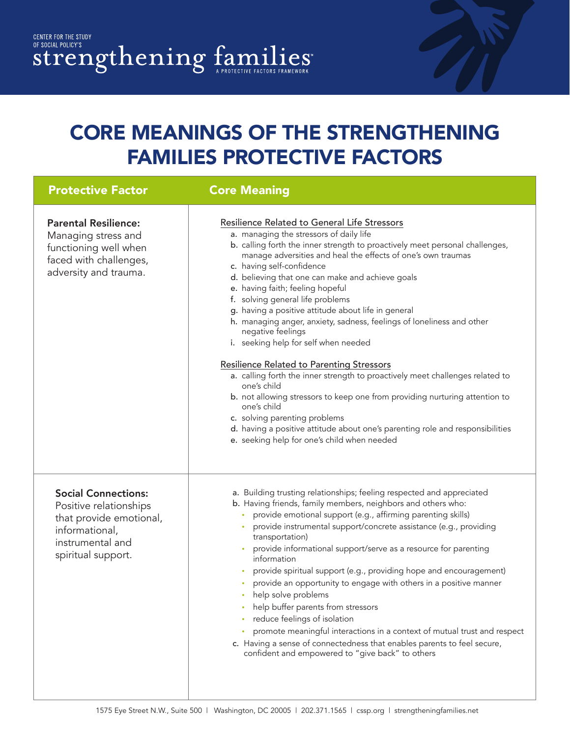CENTER FOR THE STUDY OF SOCIAL POLICY'S

strengthening families™

A PROTECTIVE FACTORS FRAMEWORK

# CORE MEANINGS OF THE STRENGTHENING FAMILIES PROTECTIVE FACTORS

| Protective Factor | Core Meaning |
|---|---|
| **Parental Resilience:** Managing stress and functioning well when faced with challenges, adversity and trauma. | <u>Resilience Related to General Life Stressors</u><br>a. managing the stressors of daily life<br>b. calling forth the inner strength to proactively meet personal challenges, manage adversities and heal the effects of one's own traumas<br>c. having self-confidence<br>d. believing that one can make and achieve goals<br>e. having faith; feeling hopeful<br>f. solving general life problems<br>g. having a positive attitude about life in general<br>h. managing anger, anxiety, sadness, feelings of loneliness and other negative feelings<br>i. seeking help for self when needed<br><br><u>Resilience Related to Parenting Stressors</u><br>a. calling forth the inner strength to proactively meet challenges related to one's child<br>b. not allowing stressors to keep one from providing nurturing attention to one's child<br>c. solving parenting problems<br>d. having a positive attitude about one's parenting role and responsibilities<br>e. seeking help for one's child when needed |
| **Social Connections:** Positive relationships that provide emotional, informational, instrumental and spiritual support. | a. Building trusting relationships; feeling respected and appreciated<br>b. Having friends, family members, neighbors and others who:<br>• provide emotional support (e.g., affirming parenting skills)<br>• provide instrumental support/concrete assistance (e.g., providing transportation)<br>• provide informational support/serve as a resource for parenting information<br>• provide spiritual support (e.g., providing hope and encouragement)<br>• provide an opportunity to engage with others in a positive manner<br>• help solve problems<br>• help buffer parents from stressors<br>• reduce feelings of isolation<br>• promote meaningful interactions in a context of mutual trust and respect<br>c. Having a sense of connectedness that enables parents to feel secure, confident and empowered to "give back" to others |

1575 Eye Street N.W., Suite 500 | Washington, DC 20005 | 202.371.1565 | cssp.org | strengtheningfamilies.net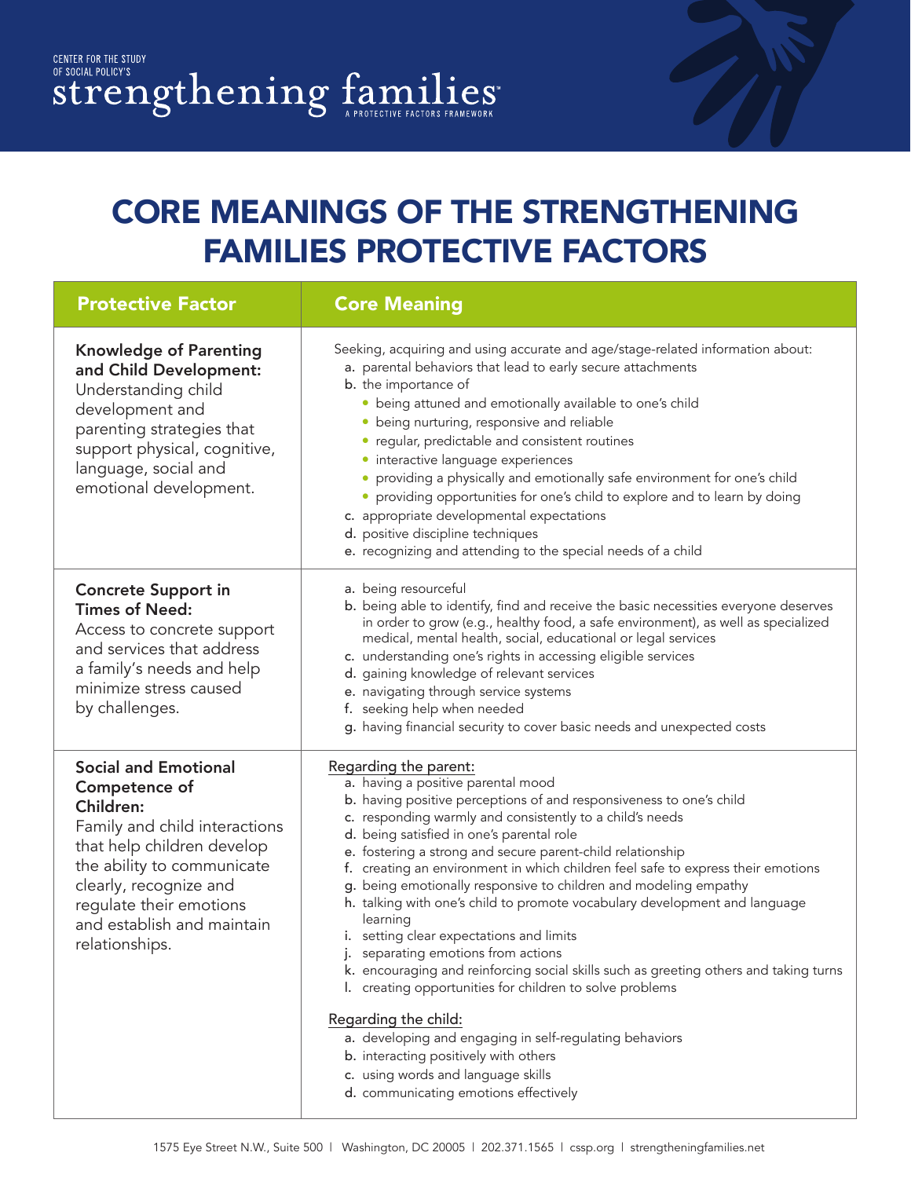CENTER FOR THE STUDY OF SOCIAL POLICY'S

strengthening families

A PROTECTIVE FACTORS FRAMEWORK

# CORE MEANINGS OF THE STRENGTHENING FAMILIES PROTECTIVE FACTORS

| Protective Factor | Core Meaning |
|---|---|
| **Knowledge of Parenting and Child Development:** Understanding child development and parenting strategies that support physical, cognitive, language, social and emotional development. | Seeking, acquiring and using accurate and age/stage-related information about:<br>a. parental behaviors that lead to early secure attachments<br>b. the importance of<br>• being attuned and emotionally available to one's child<br>• being nurturing, responsive and reliable<br>• regular, predictable and consistent routines<br>• interactive language experiences<br>• providing a physically and emotionally safe environment for one's child<br>• providing opportunities for one's child to explore and to learn by doing<br>c. appropriate developmental expectations<br>d. positive discipline techniques<br>e. recognizing and attending to the special needs of a child |
| **Concrete Support in Times of Need:** Access to concrete support and services that address a family's needs and help minimize stress caused by challenges. | a. being resourceful<br>b. being able to identify, find and receive the basic necessities everyone deserves in order to grow (e.g., healthy food, a safe environment), as well as specialized medical, mental health, social, educational or legal services<br>c. understanding one's rights in accessing eligible services<br>d. gaining knowledge of relevant services<br>e. navigating through service systems<br>f. seeking help when needed<br>g. having financial security to cover basic needs and unexpected costs |
| **Social and Emotional Competence of Children:** Family and child interactions that help children develop the ability to communicate clearly, recognize and regulate their emotions and establish and maintain relationships. | Regarding the parent:<br>a. having a positive parental mood<br>b. having positive perceptions of and responsiveness to one's child<br>c. responding warmly and consistently to a child's needs<br>d. being satisfied in one's parental role<br>e. fostering a strong and secure parent-child relationship<br>f. creating an environment in which children feel safe to express their emotions<br>g. being emotionally responsive to children and modeling empathy<br>h. talking with one's child to promote vocabulary development and language learning<br>i. setting clear expectations and limits<br>j. separating emotions from actions<br>k. encouraging and reinforcing social skills such as greeting others and taking turns<br>l. creating opportunities for children to solve problems<br><br>Regarding the child:<br>a. developing and engaging in self-regulating behaviors<br>b. interacting positively with others<br>c. using words and language skills<br>d. communicating emotions effectively |

1575 Eye Street N.W., Suite 500 | Washington, DC 20005 | 202.371.1565 | cssp.org | strengtheningfamilies.net